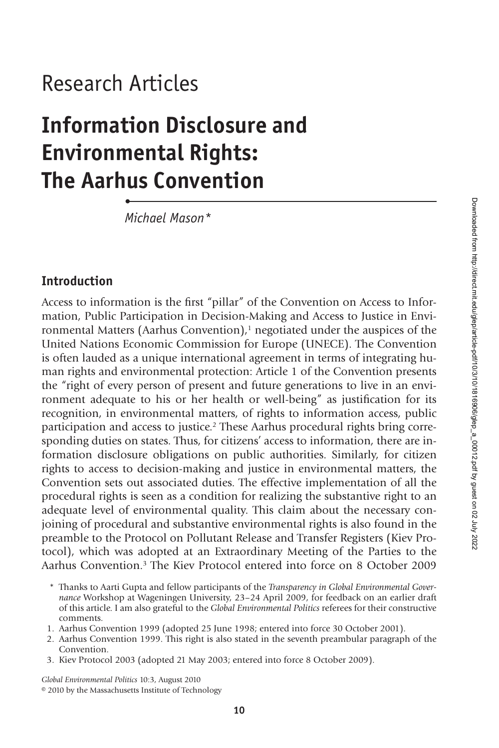# Research Articles

# Information Disclosure and Environmental Rights: The Aarhus Convention

*Michael Mason**

## Introduction

Access to information is the first "pillar" of the Convention on Access to Information, Public Participation in Decision-Making and Access to Justice in Environmental Matters (Aarhus Convention),[1] negotiated under the auspices of the United Nations Economic Commission for Europe (UNECE). The Convention is often lauded as a unique international agreement in terms of integrating human rights and environmental protection: Article 1 of the Convention presents the "right of every person of present and future generations to live in an environment adequate to his or her health or well-being" as justification for its recognition, in environmental matters, of rights to information access, public participation and access to justice.[2] These Aarhus procedural rights bring corresponding duties on states. Thus, for citizens' access to information, there are information disclosure obligations on public authorities. Similarly, for citizen rights to access to decision-making and justice in environmental matters, the Convention sets out associated duties. The effective implementation of all the procedural rights is seen as a condition for realizing the substantive right to an adequate level of environmental quality. This claim about the necessary conjoining of procedural and substantive environmental rights is also found in the preamble to the Protocol on Pollutant Release and Transfer Registers (Kiev Protocol), which was adopted at an Extraordinary Meeting of the Parties to the Aarhus Convention.[3] The Kiev Protocol entered into force on 8 October 2009

\* Thanks to Aarti Gupta and fellow participants of the *Transparency in Global Environmental Governance* Workshop at Wageningen University, 23–24 April 2009, for feedback on an earlier draft of this article. I am also grateful to the *Global Environmental Politics* referees for their constructive comments.

1. Aarhus Convention 1999 (adopted 25 June 1998; entered into force 30 October 2001).
2. Aarhus Convention 1999. This right is also stated in the seventh preambular paragraph of the Convention.
3. Kiev Protocol 2003 (adopted 21 May 2003; entered into force 8 October 2009).

*Global Environmental Politics* 10:3, August 2010
© 2010 by the Massachusetts Institute of Technology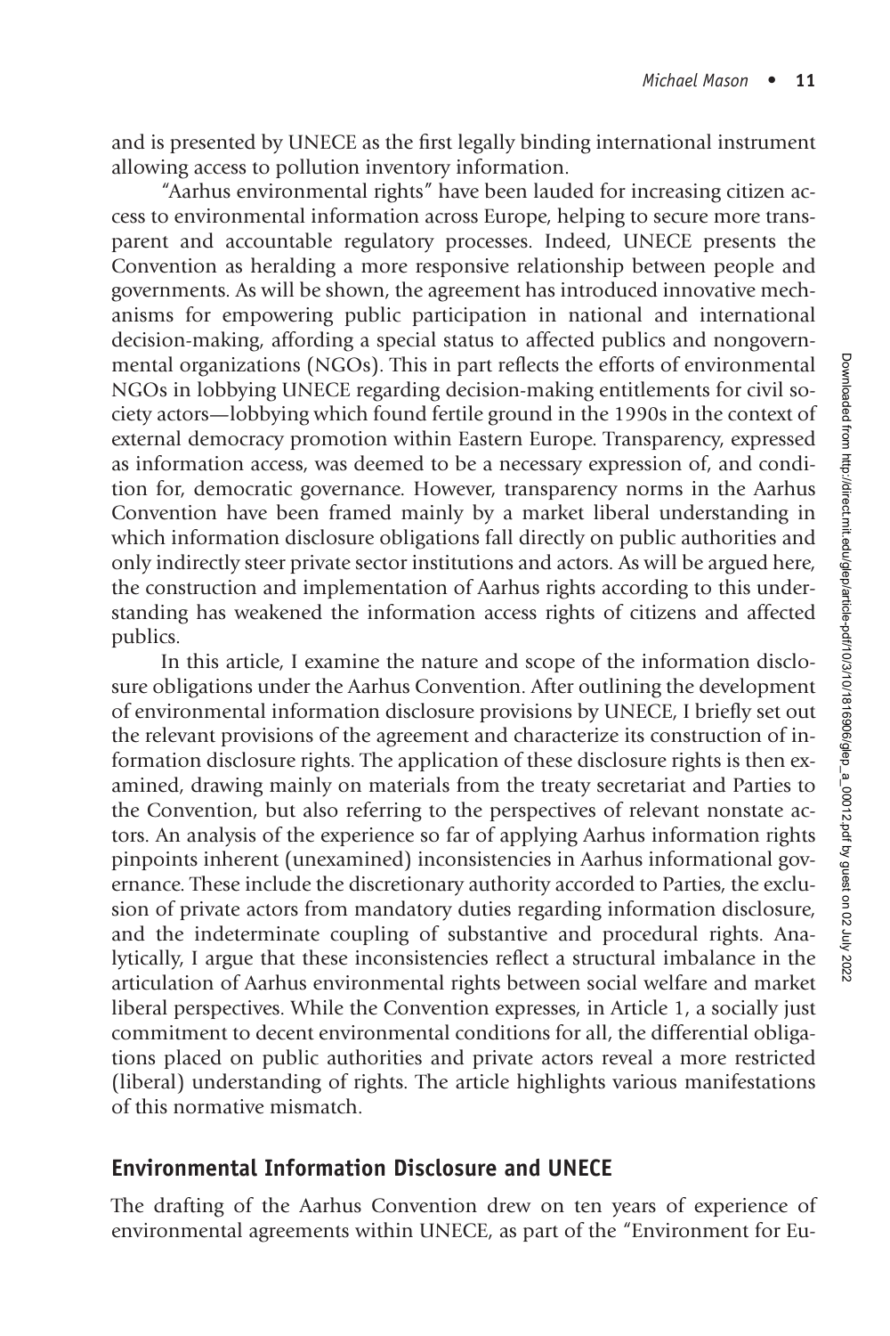and is presented by UNECE as the first legally binding international instrument allowing access to pollution inventory information.

"Aarhus environmental rights" have been lauded for increasing citizen access to environmental information across Europe, helping to secure more transparent and accountable regulatory processes. Indeed, UNECE presents the Convention as heralding a more responsive relationship between people and governments. As will be shown, the agreement has introduced innovative mechanisms for empowering public participation in national and international decision-making, affording a special status to affected publics and nongovernmental organizations (NGOs). This in part reflects the efforts of environmental NGOs in lobbying UNECE regarding decision-making entitlements for civil society actors—lobbying which found fertile ground in the 1990s in the context of external democracy promotion within Eastern Europe. Transparency, expressed as information access, was deemed to be a necessary expression of, and condition for, democratic governance. However, transparency norms in the Aarhus Convention have been framed mainly by a market liberal understanding in which information disclosure obligations fall directly on public authorities and only indirectly steer private sector institutions and actors. As will be argued here, the construction and implementation of Aarhus rights according to this understanding has weakened the information access rights of citizens and affected publics.

In this article, I examine the nature and scope of the information disclosure obligations under the Aarhus Convention. After outlining the development of environmental information disclosure provisions by UNECE, I briefly set out the relevant provisions of the agreement and characterize its construction of information disclosure rights. The application of these disclosure rights is then examined, drawing mainly on materials from the treaty secretariat and Parties to the Convention, but also referring to the perspectives of relevant nonstate actors. An analysis of the experience so far of applying Aarhus information rights pinpoints inherent (unexamined) inconsistencies in Aarhus informational governance. These include the discretionary authority accorded to Parties, the exclusion of private actors from mandatory duties regarding information disclosure, and the indeterminate coupling of substantive and procedural rights. Analytically, I argue that these inconsistencies reflect a structural imbalance in the articulation of Aarhus environmental rights between social welfare and market liberal perspectives. While the Convention expresses, in Article 1, a socially just commitment to decent environmental conditions for all, the differential obligations placed on public authorities and private actors reveal a more restricted (liberal) understanding of rights. The article highlights various manifestations of this normative mismatch.

## Environmental Information Disclosure and UNECE

The drafting of the Aarhus Convention drew on ten years of experience of environmental agreements within UNECE, as part of the "Environment for Eu-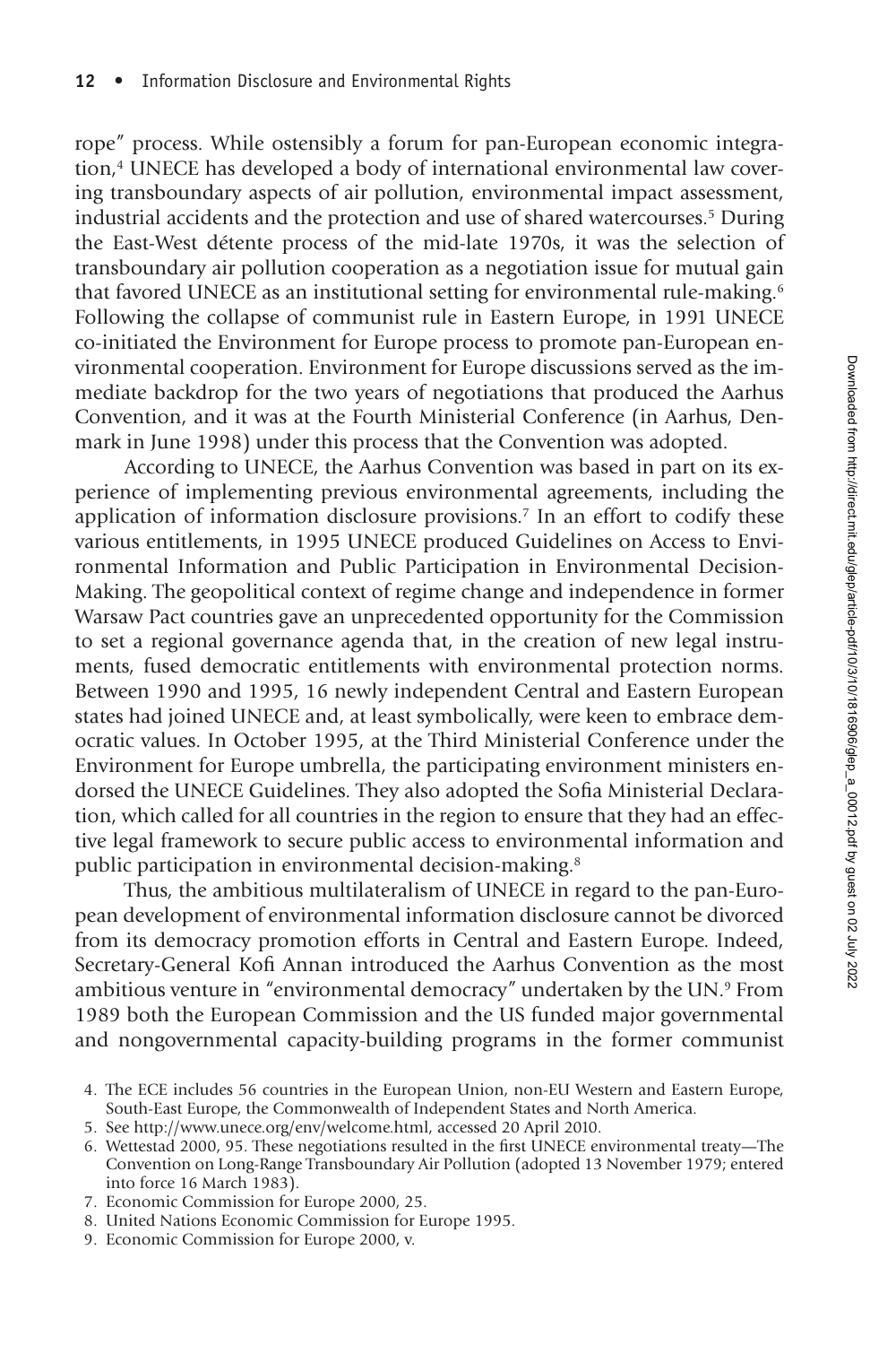rope" process. While ostensibly a forum for pan-European economic integration,[4] UNECE has developed a body of international environmental law covering transboundary aspects of air pollution, environmental impact assessment, industrial accidents and the protection and use of shared watercourses.[5] During the East-West détente process of the mid-late 1970s, it was the selection of transboundary air pollution cooperation as a negotiation issue for mutual gain that favored UNECE as an institutional setting for environmental rule-making.[6] Following the collapse of communist rule in Eastern Europe, in 1991 UNECE co-initiated the Environment for Europe process to promote pan-European environmental cooperation. Environment for Europe discussions served as the immediate backdrop for the two years of negotiations that produced the Aarhus Convention, and it was at the Fourth Ministerial Conference (in Aarhus, Denmark in June 1998) under this process that the Convention was adopted.

According to UNECE, the Aarhus Convention was based in part on its experience of implementing previous environmental agreements, including the application of information disclosure provisions.[7] In an effort to codify these various entitlements, in 1995 UNECE produced Guidelines on Access to Environmental Information and Public Participation in Environmental Decision-Making. The geopolitical context of regime change and independence in former Warsaw Pact countries gave an unprecedented opportunity for the Commission to set a regional governance agenda that, in the creation of new legal instruments, fused democratic entitlements with environmental protection norms. Between 1990 and 1995, 16 newly independent Central and Eastern European states had joined UNECE and, at least symbolically, were keen to embrace democratic values. In October 1995, at the Third Ministerial Conference under the Environment for Europe umbrella, the participating environment ministers endorsed the UNECE Guidelines. They also adopted the Sofia Ministerial Declaration, which called for all countries in the region to ensure that they had an effective legal framework to secure public access to environmental information and public participation in environmental decision-making.[8]

Thus, the ambitious multilateralism of UNECE in regard to the pan-European development of environmental information disclosure cannot be divorced from its democracy promotion efforts in Central and Eastern Europe. Indeed, Secretary-General Kofi Annan introduced the Aarhus Convention as the most ambitious venture in "environmental democracy" undertaken by the UN.[9] From 1989 both the European Commission and the US funded major governmental and nongovernmental capacity-building programs in the former communist

4. The ECE includes 56 countries in the European Union, non-EU Western and Eastern Europe, South-East Europe, the Commonwealth of Independent States and North America.
5. See http://www.unece.org/env/welcome.html, accessed 20 April 2010.
6. Wettestad 2000, 95. These negotiations resulted in the first UNECE environmental treaty—The Convention on Long-Range Transboundary Air Pollution (adopted 13 November 1979; entered into force 16 March 1983).
7. Economic Commission for Europe 2000, 25.
8. United Nations Economic Commission for Europe 1995.
9. Economic Commission for Europe 2000, v.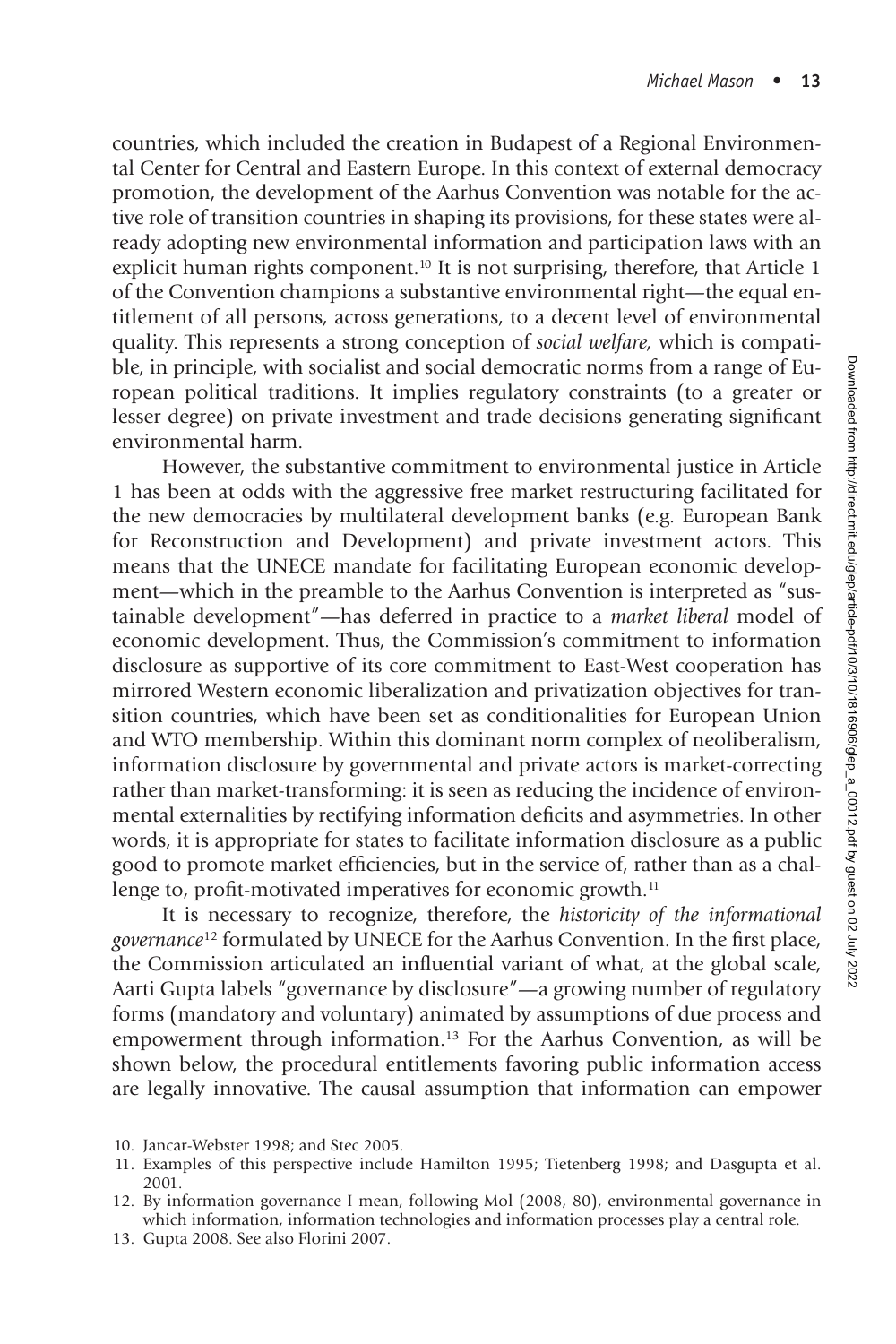countries, which included the creation in Budapest of a Regional Environmental Center for Central and Eastern Europe. In this context of external democracy promotion, the development of the Aarhus Convention was notable for the active role of transition countries in shaping its provisions, for these states were already adopting new environmental information and participation laws with an explicit human rights component.[10] It is not surprising, therefore, that Article 1 of the Convention champions a substantive environmental right—the equal entitlement of all persons, across generations, to a decent level of environmental quality. This represents a strong conception of *social welfare*, which is compatible, in principle, with socialist and social democratic norms from a range of European political traditions. It implies regulatory constraints (to a greater or lesser degree) on private investment and trade decisions generating significant environmental harm.

However, the substantive commitment to environmental justice in Article 1 has been at odds with the aggressive free market restructuring facilitated for the new democracies by multilateral development banks (e.g. European Bank for Reconstruction and Development) and private investment actors. This means that the UNECE mandate for facilitating European economic development—which in the preamble to the Aarhus Convention is interpreted as "sustainable development"—has deferred in practice to a *market liberal* model of economic development. Thus, the Commission's commitment to information disclosure as supportive of its core commitment to East-West cooperation has mirrored Western economic liberalization and privatization objectives for transition countries, which have been set as conditionalities for European Union and WTO membership. Within this dominant norm complex of neoliberalism, information disclosure by governmental and private actors is market-correcting rather than market-transforming: it is seen as reducing the incidence of environmental externalities by rectifying information deficits and asymmetries. In other words, it is appropriate for states to facilitate information disclosure as a public good to promote market efficiencies, but in the service of, rather than as a challenge to, profit-motivated imperatives for economic growth.[11]

It is necessary to recognize, therefore, the *historicity of the informational governance*[12] formulated by UNECE for the Aarhus Convention. In the first place, the Commission articulated an influential variant of what, at the global scale, Aarti Gupta labels "governance by disclosure"—a growing number of regulatory forms (mandatory and voluntary) animated by assumptions of due process and empowerment through information.[13] For the Aarhus Convention, as will be shown below, the procedural entitlements favoring public information access are legally innovative. The causal assumption that information can empower

10. Jancar-Webster 1998; and Stec 2005.
11. Examples of this perspective include Hamilton 1995; Tietenberg 1998; and Dasgupta et al. 2001.
12. By information governance I mean, following Mol (2008, 80), environmental governance in which information, information technologies and information processes play a central role.
13. Gupta 2008. See also Florini 2007.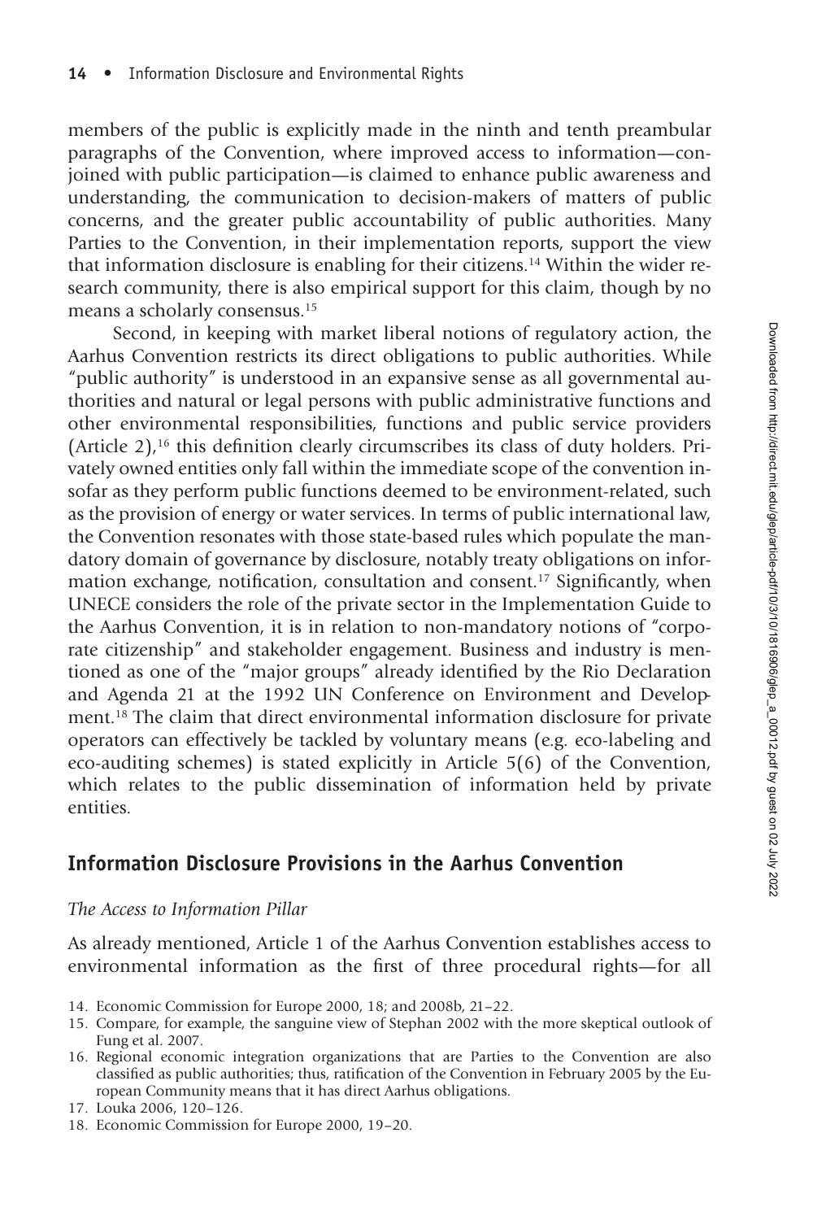members of the public is explicitly made in the ninth and tenth preambular paragraphs of the Convention, where improved access to information—conjoined with public participation—is claimed to enhance public awareness and understanding, the communication to decision-makers of matters of public concerns, and the greater public accountability of public authorities. Many Parties to the Convention, in their implementation reports, support the view that information disclosure is enabling for their citizens.[14] Within the wider research community, there is also empirical support for this claim, though by no means a scholarly consensus.[15]

Second, in keeping with market liberal notions of regulatory action, the Aarhus Convention restricts its direct obligations to public authorities. While "public authority" is understood in an expansive sense as all governmental authorities and natural or legal persons with public administrative functions and other environmental responsibilities, functions and public service providers (Article 2),[16] this definition clearly circumscribes its class of duty holders. Privately owned entities only fall within the immediate scope of the convention insofar as they perform public functions deemed to be environment-related, such as the provision of energy or water services. In terms of public international law, the Convention resonates with those state-based rules which populate the mandatory domain of governance by disclosure, notably treaty obligations on information exchange, notification, consultation and consent.[17] Significantly, when UNECE considers the role of the private sector in the Implementation Guide to the Aarhus Convention, it is in relation to non-mandatory notions of "corporate citizenship" and stakeholder engagement. Business and industry is mentioned as one of the "major groups" already identified by the Rio Declaration and Agenda 21 at the 1992 UN Conference on Environment and Development.[18] The claim that direct environmental information disclosure for private operators can effectively be tackled by voluntary means (e.g. eco-labeling and eco-auditing schemes) is stated explicitly in Article 5(6) of the Convention, which relates to the public dissemination of information held by private entities.

## Information Disclosure Provisions in the Aarhus Convention

### *The Access to Information Pillar*

As already mentioned, Article 1 of the Aarhus Convention establishes access to environmental information as the first of three procedural rights—for all

14. Economic Commission for Europe 2000, 18; and 2008b, 21–22.
15. Compare, for example, the sanguine view of Stephan 2002 with the more skeptical outlook of Fung et al. 2007.
16. Regional economic integration organizations that are Parties to the Convention are also classified as public authorities; thus, ratification of the Convention in February 2005 by the European Community means that it has direct Aarhus obligations.
17. Louka 2006, 120–126.
18. Economic Commission for Europe 2000, 19–20.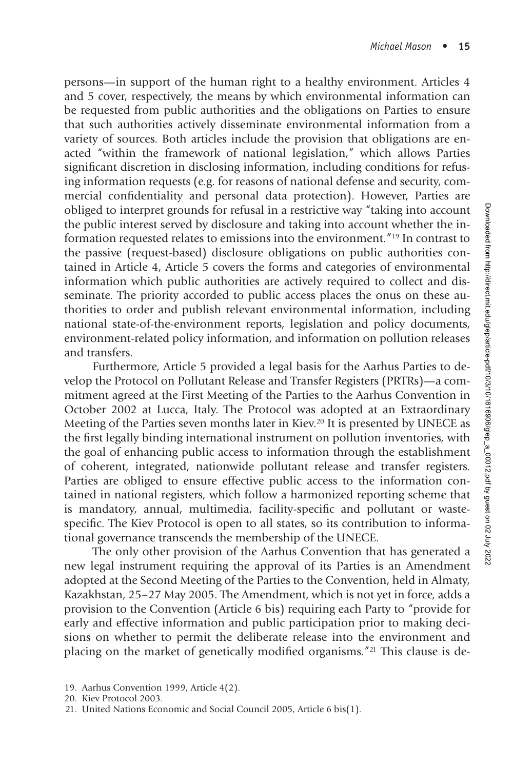persons—in support of the human right to a healthy environment. Articles 4 and 5 cover, respectively, the means by which environmental information can be requested from public authorities and the obligations on Parties to ensure that such authorities actively disseminate environmental information from a variety of sources. Both articles include the provision that obligations are enacted "within the framework of national legislation," which allows Parties significant discretion in disclosing information, including conditions for refusing information requests (e.g. for reasons of national defense and security, commercial confidentiality and personal data protection). However, Parties are obliged to interpret grounds for refusal in a restrictive way "taking into account the public interest served by disclosure and taking into account whether the information requested relates to emissions into the environment."[19] In contrast to the passive (request-based) disclosure obligations on public authorities contained in Article 4, Article 5 covers the forms and categories of environmental information which public authorities are actively required to collect and disseminate. The priority accorded to public access places the onus on these authorities to order and publish relevant environmental information, including national state-of-the-environment reports, legislation and policy documents, environment-related policy information, and information on pollution releases and transfers.

Furthermore, Article 5 provided a legal basis for the Aarhus Parties to develop the Protocol on Pollutant Release and Transfer Registers (PRTRs)—a commitment agreed at the First Meeting of the Parties to the Aarhus Convention in October 2002 at Lucca, Italy. The Protocol was adopted at an Extraordinary Meeting of the Parties seven months later in Kiev.[20] It is presented by UNECE as the first legally binding international instrument on pollution inventories, with the goal of enhancing public access to information through the establishment of coherent, integrated, nationwide pollutant release and transfer registers. Parties are obliged to ensure effective public access to the information contained in national registers, which follow a harmonized reporting scheme that is mandatory, annual, multimedia, facility-specific and pollutant or waste-specific. The Kiev Protocol is open to all states, so its contribution to informational governance transcends the membership of the UNECE.

The only other provision of the Aarhus Convention that has generated a new legal instrument requiring the approval of its Parties is an Amendment adopted at the Second Meeting of the Parties to the Convention, held in Almaty, Kazakhstan, 25–27 May 2005. The Amendment, which is not yet in force, adds a provision to the Convention (Article 6 bis) requiring each Party to "provide for early and effective information and public participation prior to making decisions on whether to permit the deliberate release into the environment and placing on the market of genetically modified organisms."[21] This clause is de-

19. Aarhus Convention 1999, Article 4(2).
20. Kiev Protocol 2003.
21. United Nations Economic and Social Council 2005, Article 6 bis(1).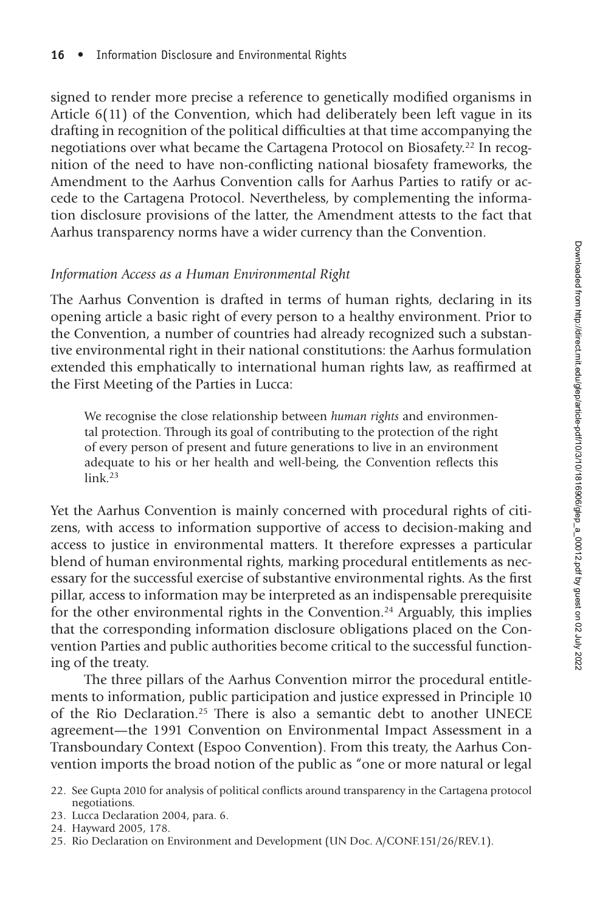signed to render more precise a reference to genetically modified organisms in Article 6(11) of the Convention, which had deliberately been left vague in its drafting in recognition of the political difficulties at that time accompanying the negotiations over what became the Cartagena Protocol on Biosafety.[22] In recognition of the need to have non-conflicting national biosafety frameworks, the Amendment to the Aarhus Convention calls for Aarhus Parties to ratify or accede to the Cartagena Protocol. Nevertheless, by complementing the information disclosure provisions of the latter, the Amendment attests to the fact that Aarhus transparency norms have a wider currency than the Convention.

### *Information Access as a Human Environmental Right*

The Aarhus Convention is drafted in terms of human rights, declaring in its opening article a basic right of every person to a healthy environment. Prior to the Convention, a number of countries had already recognized such a substantive environmental right in their national constitutions: the Aarhus formulation extended this emphatically to international human rights law, as reaffirmed at the First Meeting of the Parties in Lucca:

> We recognise the close relationship between *human rights* and environmental protection. Through its goal of contributing to the protection of the right of every person of present and future generations to live in an environment adequate to his or her health and well-being, the Convention reflects this link.[23]

Yet the Aarhus Convention is mainly concerned with procedural rights of citizens, with access to information supportive of access to decision-making and access to justice in environmental matters. It therefore expresses a particular blend of human environmental rights, marking procedural entitlements as necessary for the successful exercise of substantive environmental rights. As the first pillar, access to information may be interpreted as an indispensable prerequisite for the other environmental rights in the Convention.[24] Arguably, this implies that the corresponding information disclosure obligations placed on the Convention Parties and public authorities become critical to the successful functioning of the treaty.

The three pillars of the Aarhus Convention mirror the procedural entitlements to information, public participation and justice expressed in Principle 10 of the Rio Declaration.[25] There is also a semantic debt to another UNECE agreement—the 1991 Convention on Environmental Impact Assessment in a Transboundary Context (Espoo Convention). From this treaty, the Aarhus Convention imports the broad notion of the public as "one or more natural or legal

22. See Gupta 2010 for analysis of political conflicts around transparency in the Cartagena protocol negotiations.
23. Lucca Declaration 2004, para. 6.
24. Hayward 2005, 178.
25. Rio Declaration on Environment and Development (UN Doc. A/CONF.151/26/REV.1).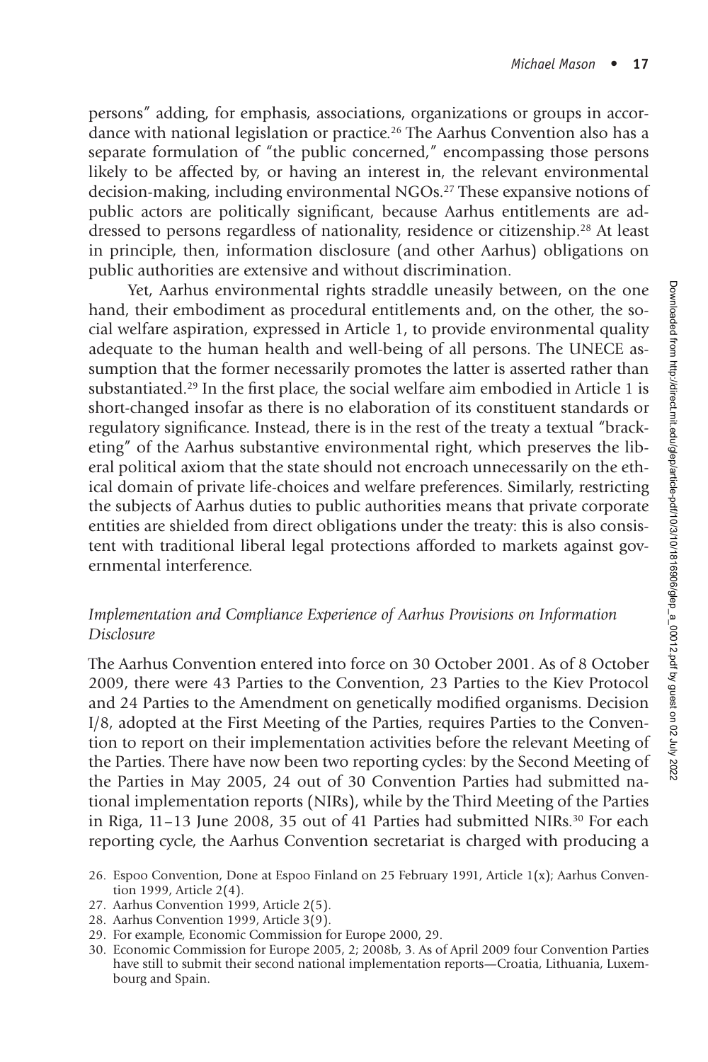persons" adding, for emphasis, associations, organizations or groups in accordance with national legislation or practice.[26] The Aarhus Convention also has a separate formulation of "the public concerned," encompassing those persons likely to be affected by, or having an interest in, the relevant environmental decision-making, including environmental NGOs.[27] These expansive notions of public actors are politically significant, because Aarhus entitlements are addressed to persons regardless of nationality, residence or citizenship.[28] At least in principle, then, information disclosure (and other Aarhus) obligations on public authorities are extensive and without discrimination.

Yet, Aarhus environmental rights straddle uneasily between, on the one hand, their embodiment as procedural entitlements and, on the other, the social welfare aspiration, expressed in Article 1, to provide environmental quality adequate to the human health and well-being of all persons. The UNECE assumption that the former necessarily promotes the latter is asserted rather than substantiated.[29] In the first place, the social welfare aim embodied in Article 1 is short-changed insofar as there is no elaboration of its constituent standards or regulatory significance. Instead, there is in the rest of the treaty a textual "bracketing" of the Aarhus substantive environmental right, which preserves the liberal political axiom that the state should not encroach unnecessarily on the ethical domain of private life-choices and welfare preferences. Similarly, restricting the subjects of Aarhus duties to public authorities means that private corporate entities are shielded from direct obligations under the treaty: this is also consistent with traditional liberal legal protections afforded to markets against governmental interference.

### *Implementation and Compliance Experience of Aarhus Provisions on Information Disclosure*

The Aarhus Convention entered into force on 30 October 2001. As of 8 October 2009, there were 43 Parties to the Convention, 23 Parties to the Kiev Protocol and 24 Parties to the Amendment on genetically modified organisms. Decision I/8, adopted at the First Meeting of the Parties, requires Parties to the Convention to report on their implementation activities before the relevant Meeting of the Parties. There have now been two reporting cycles: by the Second Meeting of the Parties in May 2005, 24 out of 30 Convention Parties had submitted national implementation reports (NIRs), while by the Third Meeting of the Parties in Riga, 11–13 June 2008, 35 out of 41 Parties had submitted NIRs.[30] For each reporting cycle, the Aarhus Convention secretariat is charged with producing a

26. Espoo Convention, Done at Espoo Finland on 25 February 1991, Article 1(x); Aarhus Convention 1999, Article 2(4).
27. Aarhus Convention 1999, Article 2(5).
28. Aarhus Convention 1999, Article 3(9).
29. For example, Economic Commission for Europe 2000, 29.
30. Economic Commission for Europe 2005, 2; 2008b, 3. As of April 2009 four Convention Parties have still to submit their second national implementation reports—Croatia, Lithuania, Luxembourg and Spain.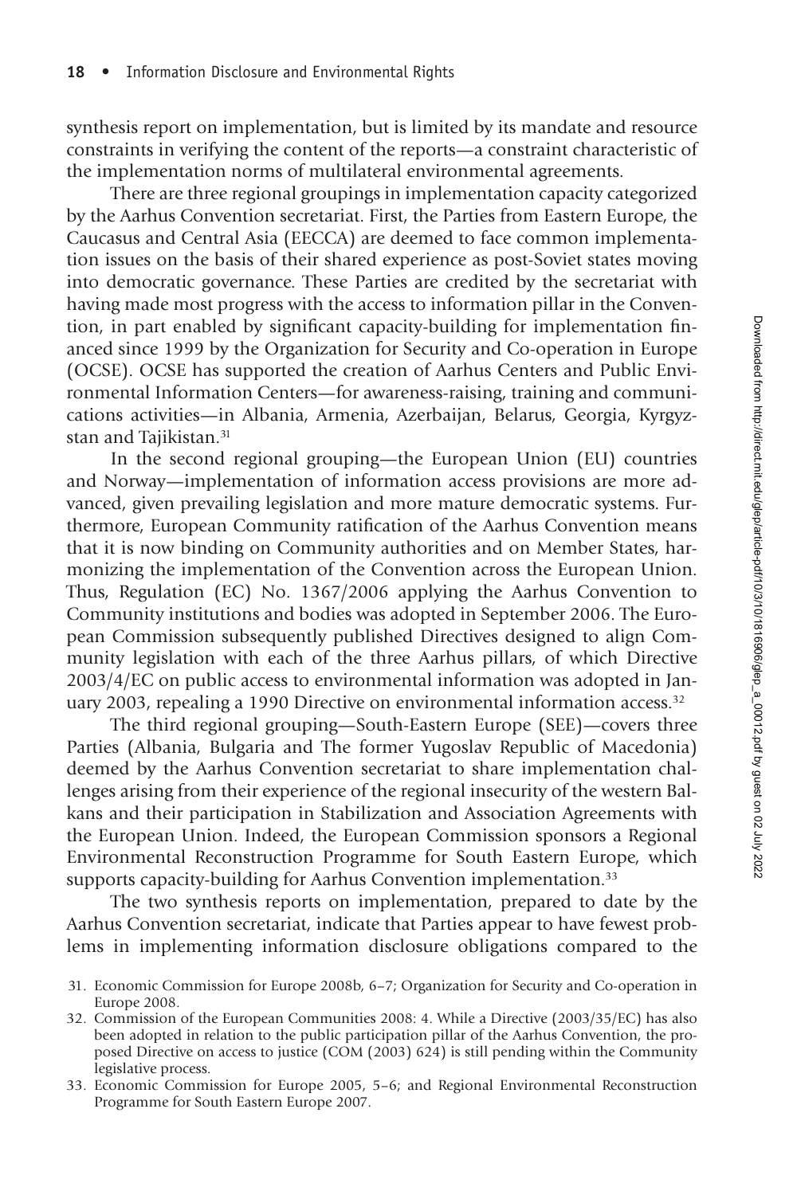synthesis report on implementation, but is limited by its mandate and resource constraints in verifying the content of the reports—a constraint characteristic of the implementation norms of multilateral environmental agreements.

There are three regional groupings in implementation capacity categorized by the Aarhus Convention secretariat. First, the Parties from Eastern Europe, the Caucasus and Central Asia (EECCA) are deemed to face common implementation issues on the basis of their shared experience as post-Soviet states moving into democratic governance. These Parties are credited by the secretariat with having made most progress with the access to information pillar in the Convention, in part enabled by significant capacity-building for implementation financed since 1999 by the Organization for Security and Co-operation in Europe (OCSE). OCSE has supported the creation of Aarhus Centers and Public Environmental Information Centers—for awareness-raising, training and communications activities—in Albania, Armenia, Azerbaijan, Belarus, Georgia, Kyrgyzstan and Tajikistan.[31]

In the second regional grouping—the European Union (EU) countries and Norway—implementation of information access provisions are more advanced, given prevailing legislation and more mature democratic systems. Furthermore, European Community ratification of the Aarhus Convention means that it is now binding on Community authorities and on Member States, harmonizing the implementation of the Convention across the European Union. Thus, Regulation (EC) No. 1367/2006 applying the Aarhus Convention to Community institutions and bodies was adopted in September 2006. The European Commission subsequently published Directives designed to align Community legislation with each of the three Aarhus pillars, of which Directive 2003/4/EC on public access to environmental information was adopted in January 2003, repealing a 1990 Directive on environmental information access.[32]

The third regional grouping—South-Eastern Europe (SEE)—covers three Parties (Albania, Bulgaria and The former Yugoslav Republic of Macedonia) deemed by the Aarhus Convention secretariat to share implementation challenges arising from their experience of the regional insecurity of the western Balkans and their participation in Stabilization and Association Agreements with the European Union. Indeed, the European Commission sponsors a Regional Environmental Reconstruction Programme for South Eastern Europe, which supports capacity-building for Aarhus Convention implementation.[33]

The two synthesis reports on implementation, prepared to date by the Aarhus Convention secretariat, indicate that Parties appear to have fewest problems in implementing information disclosure obligations compared to the

31. Economic Commission for Europe 2008b, 6–7; Organization for Security and Co-operation in Europe 2008.
32. Commission of the European Communities 2008: 4. While a Directive (2003/35/EC) has also been adopted in relation to the public participation pillar of the Aarhus Convention, the proposed Directive on access to justice (COM (2003) 624) is still pending within the Community legislative process.
33. Economic Commission for Europe 2005, 5–6; and Regional Environmental Reconstruction Programme for South Eastern Europe 2007.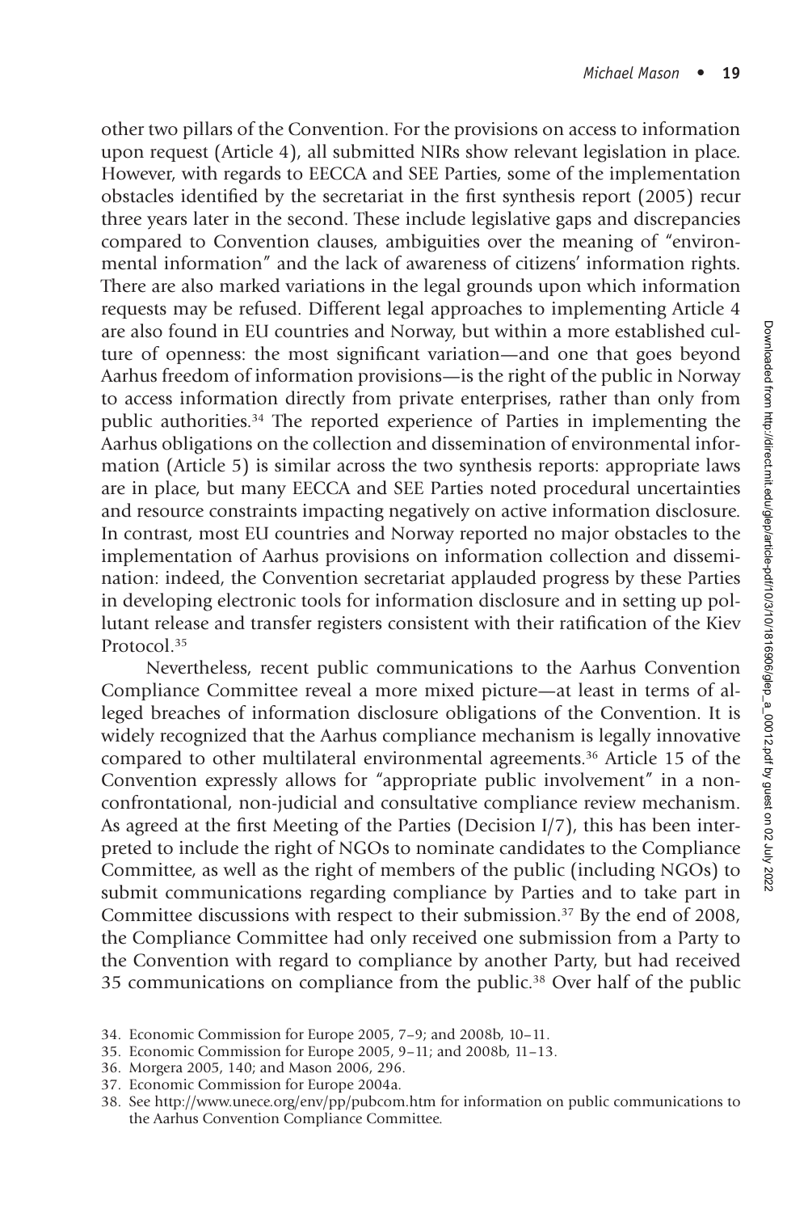other two pillars of the Convention. For the provisions on access to information upon request (Article 4), all submitted NIRs show relevant legislation in place. However, with regards to EECCA and SEE Parties, some of the implementation obstacles identified by the secretariat in the first synthesis report (2005) recur three years later in the second. These include legislative gaps and discrepancies compared to Convention clauses, ambiguities over the meaning of "environmental information" and the lack of awareness of citizens' information rights. There are also marked variations in the legal grounds upon which information requests may be refused. Different legal approaches to implementing Article 4 are also found in EU countries and Norway, but within a more established culture of openness: the most significant variation—and one that goes beyond Aarhus freedom of information provisions—is the right of the public in Norway to access information directly from private enterprises, rather than only from public authorities.[34] The reported experience of Parties in implementing the Aarhus obligations on the collection and dissemination of environmental information (Article 5) is similar across the two synthesis reports: appropriate laws are in place, but many EECCA and SEE Parties noted procedural uncertainties and resource constraints impacting negatively on active information disclosure. In contrast, most EU countries and Norway reported no major obstacles to the implementation of Aarhus provisions on information collection and dissemination: indeed, the Convention secretariat applauded progress by these Parties in developing electronic tools for information disclosure and in setting up pollutant release and transfer registers consistent with their ratification of the Kiev Protocol.[35]

Nevertheless, recent public communications to the Aarhus Convention Compliance Committee reveal a more mixed picture—at least in terms of alleged breaches of information disclosure obligations of the Convention. It is widely recognized that the Aarhus compliance mechanism is legally innovative compared to other multilateral environmental agreements.[36] Article 15 of the Convention expressly allows for "appropriate public involvement" in a non-confrontational, non-judicial and consultative compliance review mechanism. As agreed at the first Meeting of the Parties (Decision I/7), this has been interpreted to include the right of NGOs to nominate candidates to the Compliance Committee, as well as the right of members of the public (including NGOs) to submit communications regarding compliance by Parties and to take part in Committee discussions with respect to their submission.[37] By the end of 2008, the Compliance Committee had only received one submission from a Party to the Convention with regard to compliance by another Party, but had received 35 communications on compliance from the public.[38] Over half of the public

34. Economic Commission for Europe 2005, 7–9; and 2008b, 10–11.
35. Economic Commission for Europe 2005, 9–11; and 2008b, 11–13.
36. Morgera 2005, 140; and Mason 2006, 296.
37. Economic Commission for Europe 2004a.
38. See http://www.unece.org/env/pp/pubcom.htm for information on public communications to the Aarhus Convention Compliance Committee.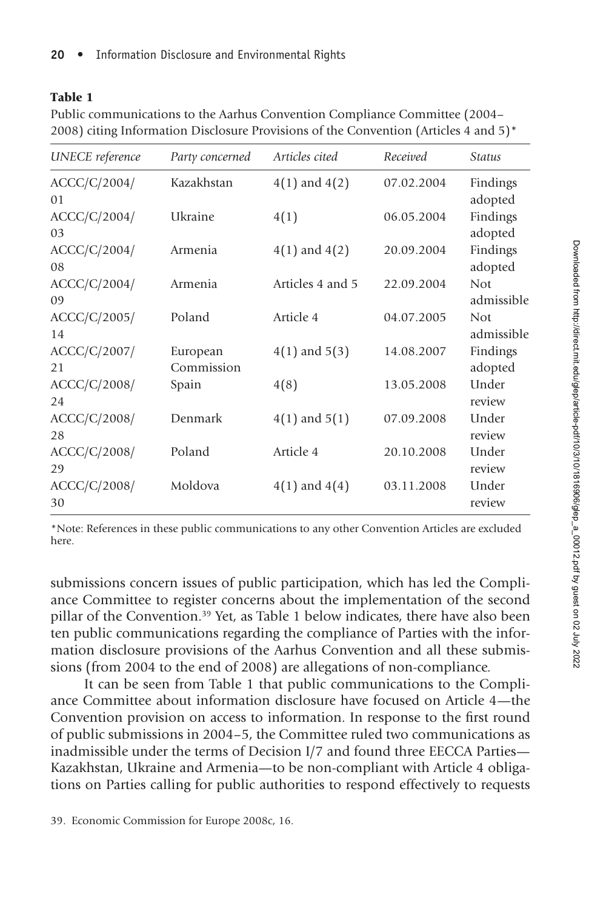**Table 1**

Public communications to the Aarhus Convention Compliance Committee (2004–2008) citing Information Disclosure Provisions of the Convention (Articles 4 and 5)*

| *UNECE reference* | *Party concerned* | *Articles cited* | *Received* | *Status* |
|---|---|---|---|---|
| ACCC/C/2004/01 | Kazakhstan | 4(1) and 4(2) | 07.02.2004 | Findings adopted |
| ACCC/C/2004/03 | Ukraine | 4(1) | 06.05.2004 | Findings adopted |
| ACCC/C/2004/08 | Armenia | 4(1) and 4(2) | 20.09.2004 | Findings adopted |
| ACCC/C/2004/09 | Armenia | Articles 4 and 5 | 22.09.2004 | Not admissible |
| ACCC/C/2005/14 | Poland | Article 4 | 04.07.2005 | Not admissible |
| ACCC/C/2007/21 | European Commission | 4(1) and 5(3) | 14.08.2007 | Findings adopted |
| ACCC/C/2008/24 | Spain | 4(8) | 13.05.2008 | Under review |
| ACCC/C/2008/28 | Denmark | 4(1) and 5(1) | 07.09.2008 | Under review |
| ACCC/C/2008/29 | Poland | Article 4 | 20.10.2008 | Under review |
| ACCC/C/2008/30 | Moldova | 4(1) and 4(4) | 03.11.2008 | Under review |

*Note: References in these public communications to any other Convention Articles are excluded here.

submissions concern issues of public participation, which has led the Compliance Committee to register concerns about the implementation of the second pillar of the Convention.[39] Yet, as Table 1 below indicates, there have also been ten public communications regarding the compliance of Parties with the information disclosure provisions of the Aarhus Convention and all these submissions (from 2004 to the end of 2008) are allegations of non-compliance.

It can be seen from Table 1 that public communications to the Compliance Committee about information disclosure have focused on Article 4—the Convention provision on access to information. In response to the first round of public submissions in 2004–5, the Committee ruled two communications as inadmissible under the terms of Decision I/7 and found three EECCA Parties—Kazakhstan, Ukraine and Armenia—to be non-compliant with Article 4 obligations on Parties calling for public authorities to respond effectively to requests

39. Economic Commission for Europe 2008c, 16.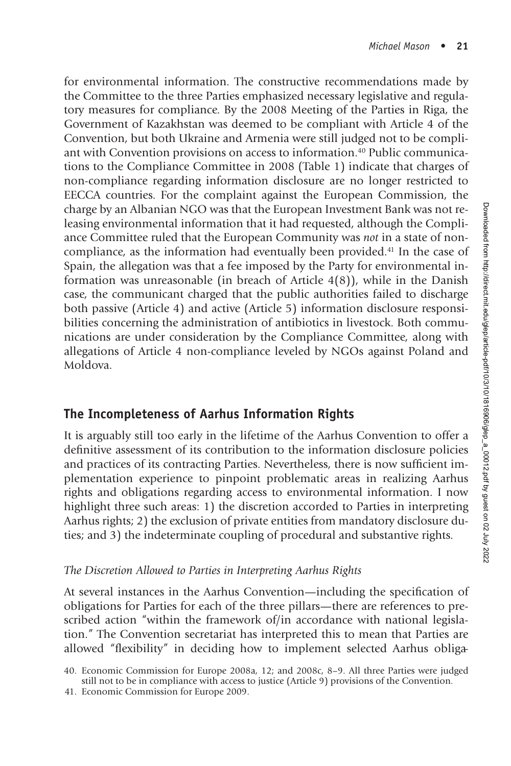for environmental information. The constructive recommendations made by the Committee to the three Parties emphasized necessary legislative and regulatory measures for compliance. By the 2008 Meeting of the Parties in Riga, the Government of Kazakhstan was deemed to be compliant with Article 4 of the Convention, but both Ukraine and Armenia were still judged not to be compliant with Convention provisions on access to information.[40] Public communications to the Compliance Committee in 2008 (Table 1) indicate that charges of non-compliance regarding information disclosure are no longer restricted to EECCA countries. For the complaint against the European Commission, the charge by an Albanian NGO was that the European Investment Bank was not releasing environmental information that it had requested, although the Compliance Committee ruled that the European Community was *not* in a state of non-compliance, as the information had eventually been provided.[41] In the case of Spain, the allegation was that a fee imposed by the Party for environmental information was unreasonable (in breach of Article 4(8)), while in the Danish case, the communicant charged that the public authorities failed to discharge both passive (Article 4) and active (Article 5) information disclosure responsibilities concerning the administration of antibiotics in livestock. Both communications are under consideration by the Compliance Committee, along with allegations of Article 4 non-compliance leveled by NGOs against Poland and Moldova.

## The Incompleteness of Aarhus Information Rights

It is arguably still too early in the lifetime of the Aarhus Convention to offer a definitive assessment of its contribution to the information disclosure policies and practices of its contracting Parties. Nevertheless, there is now sufficient implementation experience to pinpoint problematic areas in realizing Aarhus rights and obligations regarding access to environmental information. I now highlight three such areas: 1) the discretion accorded to Parties in interpreting Aarhus rights; 2) the exclusion of private entities from mandatory disclosure duties; and 3) the indeterminate coupling of procedural and substantive rights.

### *The Discretion Allowed to Parties in Interpreting Aarhus Rights*

At several instances in the Aarhus Convention—including the specification of obligations for Parties for each of the three pillars—there are references to prescribed action "within the framework of/in accordance with national legislation." The Convention secretariat has interpreted this to mean that Parties are allowed "flexibility" in deciding how to implement selected Aarhus obliga-

40. Economic Commission for Europe 2008a, 12; and 2008c, 8–9. All three Parties were judged still not to be in compliance with access to justice (Article 9) provisions of the Convention.

41. Economic Commission for Europe 2009.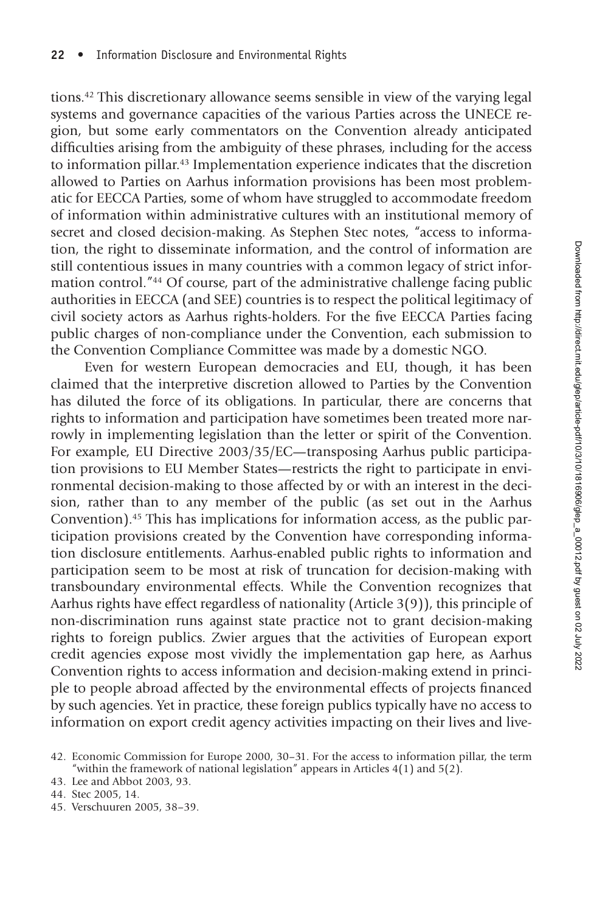tions.[42] This discretionary allowance seems sensible in view of the varying legal systems and governance capacities of the various Parties across the UNECE region, but some early commentators on the Convention already anticipated difficulties arising from the ambiguity of these phrases, including for the access to information pillar.[43] Implementation experience indicates that the discretion allowed to Parties on Aarhus information provisions has been most problematic for EECCA Parties, some of whom have struggled to accommodate freedom of information within administrative cultures with an institutional memory of secret and closed decision-making. As Stephen Stec notes, "access to information, the right to disseminate information, and the control of information are still contentious issues in many countries with a common legacy of strict information control."[44] Of course, part of the administrative challenge facing public authorities in EECCA (and SEE) countries is to respect the political legitimacy of civil society actors as Aarhus rights-holders. For the five EECCA Parties facing public charges of non-compliance under the Convention, each submission to the Convention Compliance Committee was made by a domestic NGO.

Even for western European democracies and EU, though, it has been claimed that the interpretive discretion allowed to Parties by the Convention has diluted the force of its obligations. In particular, there are concerns that rights to information and participation have sometimes been treated more narrowly in implementing legislation than the letter or spirit of the Convention. For example, EU Directive 2003/35/EC—transposing Aarhus public participation provisions to EU Member States—restricts the right to participate in environmental decision-making to those affected by or with an interest in the decision, rather than to any member of the public (as set out in the Aarhus Convention).[45] This has implications for information access, as the public participation provisions created by the Convention have corresponding information disclosure entitlements. Aarhus-enabled public rights to information and participation seem to be most at risk of truncation for decision-making with transboundary environmental effects. While the Convention recognizes that Aarhus rights have effect regardless of nationality (Article 3(9)), this principle of non-discrimination runs against state practice not to grant decision-making rights to foreign publics. Zwier argues that the activities of European export credit agencies expose most vividly the implementation gap here, as Aarhus Convention rights to access information and decision-making extend in principle to people abroad affected by the environmental effects of projects financed by such agencies. Yet in practice, these foreign publics typically have no access to information on export credit agency activities impacting on their lives and live-

42. Economic Commission for Europe 2000, 30–31. For the access to information pillar, the term "within the framework of national legislation" appears in Articles 4(1) and 5(2).

43. Lee and Abbot 2003, 93.

44. Stec 2005, 14.

45. Verschuuren 2005, 38–39.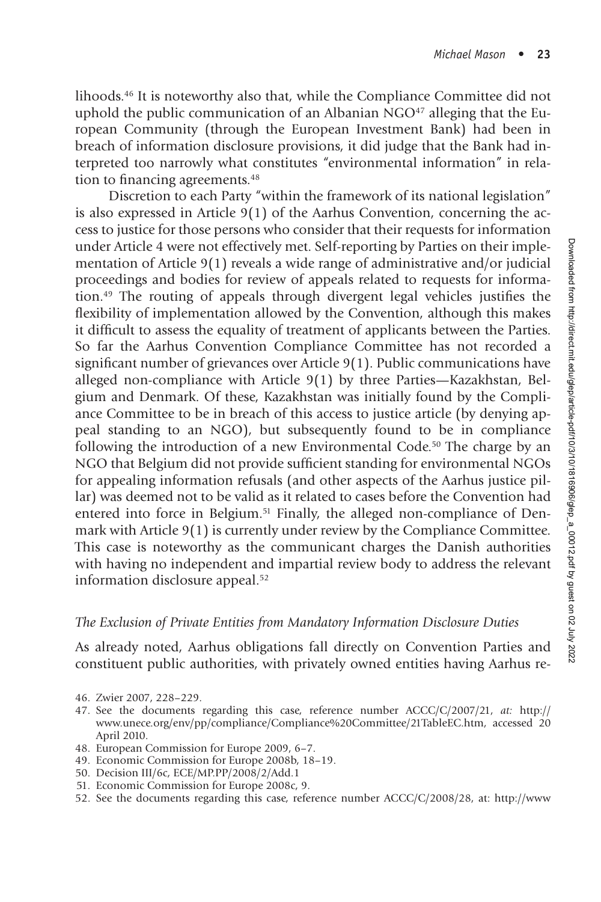lihoods.[46] It is noteworthy also that, while the Compliance Committee did not uphold the public communication of an Albanian NGO[47] alleging that the European Community (through the European Investment Bank) had been in breach of information disclosure provisions, it did judge that the Bank had interpreted too narrowly what constitutes "environmental information" in relation to financing agreements.[48]

Discretion to each Party "within the framework of its national legislation" is also expressed in Article 9(1) of the Aarhus Convention, concerning the access to justice for those persons who consider that their requests for information under Article 4 were not effectively met. Self-reporting by Parties on their implementation of Article 9(1) reveals a wide range of administrative and/or judicial proceedings and bodies for review of appeals related to requests for information.[49] The routing of appeals through divergent legal vehicles justifies the flexibility of implementation allowed by the Convention, although this makes it difficult to assess the equality of treatment of applicants between the Parties. So far the Aarhus Convention Compliance Committee has not recorded a significant number of grievances over Article 9(1). Public communications have alleged non-compliance with Article 9(1) by three Parties—Kazakhstan, Belgium and Denmark. Of these, Kazakhstan was initially found by the Compliance Committee to be in breach of this access to justice article (by denying appeal standing to an NGO), but subsequently found to be in compliance following the introduction of a new Environmental Code.[50] The charge by an NGO that Belgium did not provide sufficient standing for environmental NGOs for appealing information refusals (and other aspects of the Aarhus justice pillar) was deemed not to be valid as it related to cases before the Convention had entered into force in Belgium.[51] Finally, the alleged non-compliance of Denmark with Article 9(1) is currently under review by the Compliance Committee. This case is noteworthy as the communicant charges the Danish authorities with having no independent and impartial review body to address the relevant information disclosure appeal.[52]

### *The Exclusion of Private Entities from Mandatory Information Disclosure Duties*

As already noted, Aarhus obligations fall directly on Convention Parties and constituent public authorities, with privately owned entities having Aarhus re-

46. Zwier 2007, 228–229.
47. See the documents regarding this case, reference number ACCC/C/2007/21, *at:* http://www.unece.org/env/pp/compliance/Compliance%20Committee/21TableEC.htm, accessed 20 April 2010.
48. European Commission for Europe 2009, 6–7.
49. Economic Commission for Europe 2008b, 18–19.
50. Decision III/6c, ECE/MP.PP/2008/2/Add.1
51. Economic Commission for Europe 2008c, 9.
52. See the documents regarding this case, reference number ACCC/C/2008/28, at: http://www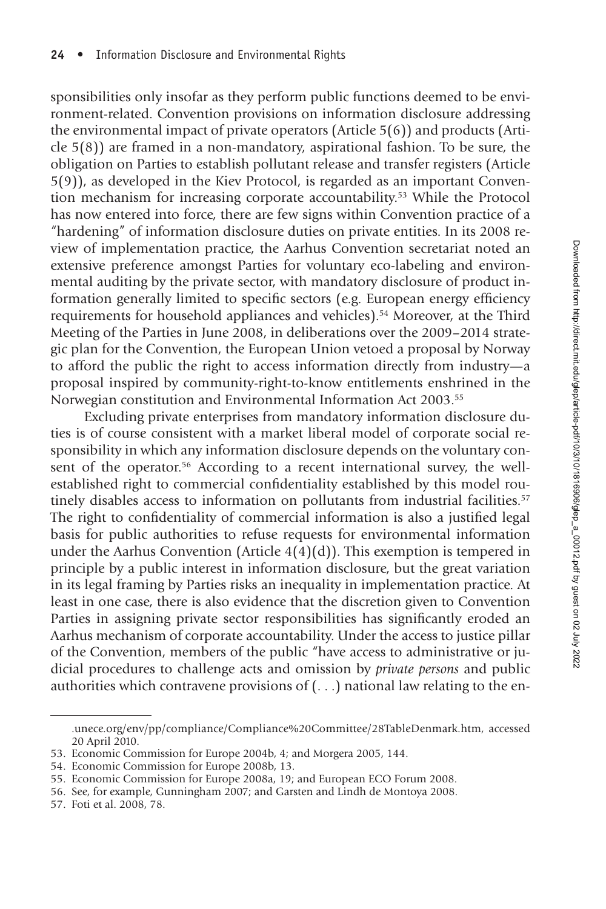sponsibilities only insofar as they perform public functions deemed to be environment-related. Convention provisions on information disclosure addressing the environmental impact of private operators (Article 5(6)) and products (Article 5(8)) are framed in a non-mandatory, aspirational fashion. To be sure, the obligation on Parties to establish pollutant release and transfer registers (Article 5(9)), as developed in the Kiev Protocol, is regarded as an important Convention mechanism for increasing corporate accountability.[53] While the Protocol has now entered into force, there are few signs within Convention practice of a "hardening" of information disclosure duties on private entities. In its 2008 review of implementation practice, the Aarhus Convention secretariat noted an extensive preference amongst Parties for voluntary eco-labeling and environmental auditing by the private sector, with mandatory disclosure of product information generally limited to specific sectors (e.g. European energy efficiency requirements for household appliances and vehicles).[54] Moreover, at the Third Meeting of the Parties in June 2008, in deliberations over the 2009–2014 strategic plan for the Convention, the European Union vetoed a proposal by Norway to afford the public the right to access information directly from industry—a proposal inspired by community-right-to-know entitlements enshrined in the Norwegian constitution and Environmental Information Act 2003.[55]

Excluding private enterprises from mandatory information disclosure duties is of course consistent with a market liberal model of corporate social responsibility in which any information disclosure depends on the voluntary consent of the operator.[56] According to a recent international survey, the well-established right to commercial confidentiality established by this model routinely disables access to information on pollutants from industrial facilities.[57] The right to confidentiality of commercial information is also a justified legal basis for public authorities to refuse requests for environmental information under the Aarhus Convention (Article 4(4)(d)). This exemption is tempered in principle by a public interest in information disclosure, but the great variation in its legal framing by Parties risks an inequality in implementation practice. At least in one case, there is also evidence that the discretion given to Convention Parties in assigning private sector responsibilities has significantly eroded an Aarhus mechanism of corporate accountability. Under the access to justice pillar of the Convention, members of the public "have access to administrative or judicial procedures to challenge acts and omission by *private persons* and public authorities which contravene provisions of (. . .) national law relating to the en-

---

.unece.org/env/pp/compliance/Compliance%20Committee/28TableDenmark.htm, accessed 20 April 2010.

53. Economic Commission for Europe 2004b, 4; and Morgera 2005, 144.
54. Economic Commission for Europe 2008b, 13.
55. Economic Commission for Europe 2008a, 19; and European ECO Forum 2008.
56. See, for example, Gunningham 2007; and Garsten and Lindh de Montoya 2008.
57. Foti et al. 2008, 78.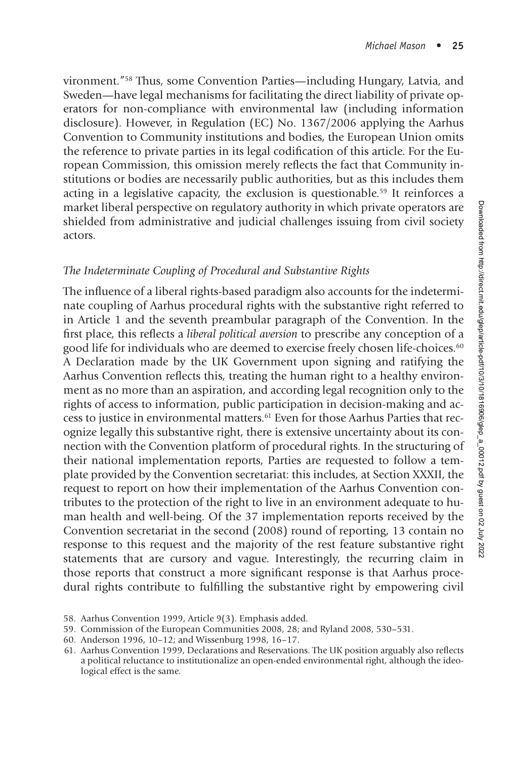vironment."[58] Thus, some Convention Parties—including Hungary, Latvia, and Sweden—have legal mechanisms for facilitating the direct liability of private operators for non-compliance with environmental law (including information disclosure). However, in Regulation (EC) No. 1367/2006 applying the Aarhus Convention to Community institutions and bodies, the European Union omits the reference to private parties in its legal codification of this article. For the European Commission, this omission merely reflects the fact that Community institutions or bodies are necessarily public authorities, but as this includes them acting in a legislative capacity, the exclusion is questionable.[59] It reinforces a market liberal perspective on regulatory authority in which private operators are shielded from administrative and judicial challenges issuing from civil society actors.

### *The Indeterminate Coupling of Procedural and Substantive Rights*

The influence of a liberal rights-based paradigm also accounts for the indeterminate coupling of Aarhus procedural rights with the substantive right referred to in Article 1 and the seventh preambular paragraph of the Convention. In the first place, this reflects a *liberal political aversion* to prescribe any conception of a good life for individuals who are deemed to exercise freely chosen life-choices.[60] A Declaration made by the UK Government upon signing and ratifying the Aarhus Convention reflects this, treating the human right to a healthy environment as no more than an aspiration, and according legal recognition only to the rights of access to information, public participation in decision-making and access to justice in environmental matters.[61] Even for those Aarhus Parties that recognize legally this substantive right, there is extensive uncertainty about its connection with the Convention platform of procedural rights. In the structuring of their national implementation reports, Parties are requested to follow a template provided by the Convention secretariat: this includes, at Section XXXII, the request to report on how their implementation of the Aarhus Convention contributes to the protection of the right to live in an environment adequate to human health and well-being. Of the 37 implementation reports received by the Convention secretariat in the second (2008) round of reporting, 13 contain no response to this request and the majority of the rest feature substantive right statements that are cursory and vague. Interestingly, the recurring claim in those reports that construct a more significant response is that Aarhus procedural rights contribute to fulfilling the substantive right by empowering civil

58. Aarhus Convention 1999, Article 9(3). Emphasis added.
59. Commission of the European Communities 2008, 28; and Ryland 2008, 530–531.
60. Anderson 1996, 10–12; and Wissenburg 1998, 16–17.
61. Aarhus Convention 1999, Declarations and Reservations. The UK position arguably also reflects a political reluctance to institutionalize an open-ended environmental right, although the ideological effect is the same.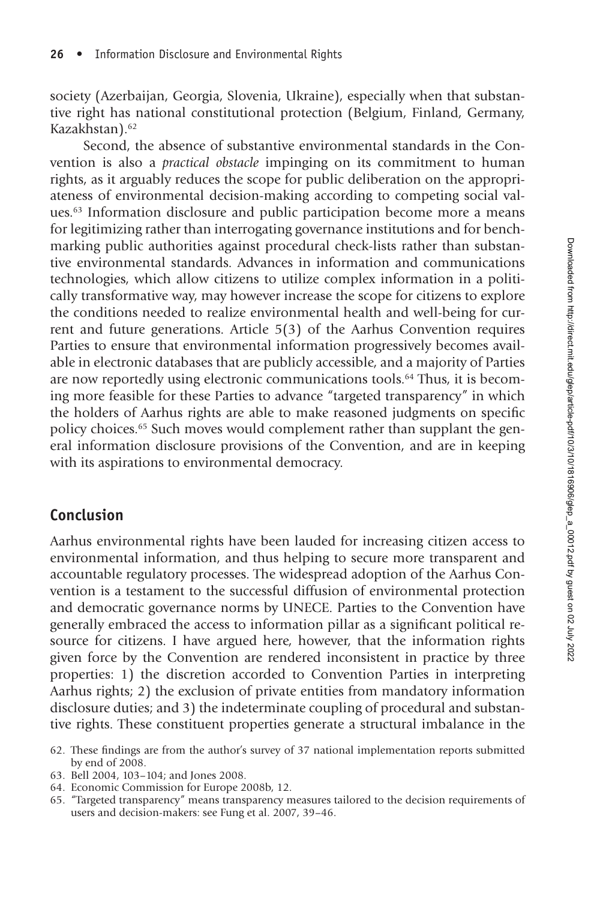society (Azerbaijan, Georgia, Slovenia, Ukraine), especially when that substantive right has national constitutional protection (Belgium, Finland, Germany, Kazakhstan).[62]

Second, the absence of substantive environmental standards in the Convention is also a *practical obstacle* impinging on its commitment to human rights, as it arguably reduces the scope for public deliberation on the appropriateness of environmental decision-making according to competing social values.[63] Information disclosure and public participation become more a means for legitimizing rather than interrogating governance institutions and for benchmarking public authorities against procedural check-lists rather than substantive environmental standards. Advances in information and communications technologies, which allow citizens to utilize complex information in a politically transformative way, may however increase the scope for citizens to explore the conditions needed to realize environmental health and well-being for current and future generations. Article 5(3) of the Aarhus Convention requires Parties to ensure that environmental information progressively becomes available in electronic databases that are publicly accessible, and a majority of Parties are now reportedly using electronic communications tools.[64] Thus, it is becoming more feasible for these Parties to advance "targeted transparency" in which the holders of Aarhus rights are able to make reasoned judgments on specific policy choices.[65] Such moves would complement rather than supplant the general information disclosure provisions of the Convention, and are in keeping with its aspirations to environmental democracy.

## Conclusion

Aarhus environmental rights have been lauded for increasing citizen access to environmental information, and thus helping to secure more transparent and accountable regulatory processes. The widespread adoption of the Aarhus Convention is a testament to the successful diffusion of environmental protection and democratic governance norms by UNECE. Parties to the Convention have generally embraced the access to information pillar as a significant political resource for citizens. I have argued here, however, that the information rights given force by the Convention are rendered inconsistent in practice by three properties: 1) the discretion accorded to Convention Parties in interpreting Aarhus rights; 2) the exclusion of private entities from mandatory information disclosure duties; and 3) the indeterminate coupling of procedural and substantive rights. These constituent properties generate a structural imbalance in the

62. These findings are from the author's survey of 37 national implementation reports submitted by end of 2008.
63. Bell 2004, 103–104; and Jones 2008.
64. Economic Commission for Europe 2008b, 12.
65. "Targeted transparency" means transparency measures tailored to the decision requirements of users and decision-makers: see Fung et al. 2007, 39–46.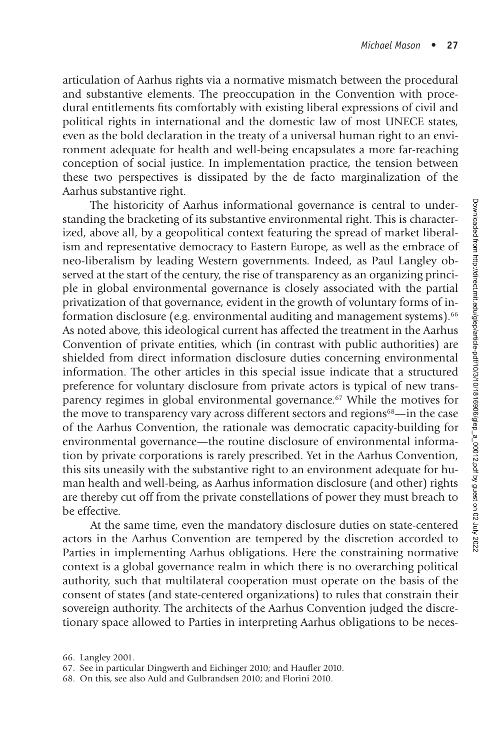articulation of Aarhus rights via a normative mismatch between the procedural and substantive elements. The preoccupation in the Convention with procedural entitlements fits comfortably with existing liberal expressions of civil and political rights in international and the domestic law of most UNECE states, even as the bold declaration in the treaty of a universal human right to an environment adequate for health and well-being encapsulates a more far-reaching conception of social justice. In implementation practice, the tension between these two perspectives is dissipated by the de facto marginalization of the Aarhus substantive right.

The historicity of Aarhus informational governance is central to understanding the bracketing of its substantive environmental right. This is characterized, above all, by a geopolitical context featuring the spread of market liberalism and representative democracy to Eastern Europe, as well as the embrace of neo-liberalism by leading Western governments. Indeed, as Paul Langley observed at the start of the century, the rise of transparency as an organizing principle in global environmental governance is closely associated with the partial privatization of that governance, evident in the growth of voluntary forms of information disclosure (e.g. environmental auditing and management systems).[66] As noted above, this ideological current has affected the treatment in the Aarhus Convention of private entities, which (in contrast with public authorities) are shielded from direct information disclosure duties concerning environmental information. The other articles in this special issue indicate that a structured preference for voluntary disclosure from private actors is typical of new transparency regimes in global environmental governance.[67] While the motives for the move to transparency vary across different sectors and regions[68]—in the case of the Aarhus Convention, the rationale was democratic capacity-building for environmental governance—the routine disclosure of environmental information by private corporations is rarely prescribed. Yet in the Aarhus Convention, this sits uneasily with the substantive right to an environment adequate for human health and well-being, as Aarhus information disclosure (and other) rights are thereby cut off from the private constellations of power they must breach to be effective.

At the same time, even the mandatory disclosure duties on state-centered actors in the Aarhus Convention are tempered by the discretion accorded to Parties in implementing Aarhus obligations. Here the constraining normative context is a global governance realm in which there is no overarching political authority, such that multilateral cooperation must operate on the basis of the consent of states (and state-centered organizations) to rules that constrain their sovereign authority. The architects of the Aarhus Convention judged the discretionary space allowed to Parties in interpreting Aarhus obligations to be neces-

66. Langley 2001.

67. See in particular Dingwerth and Eichinger 2010; and Haufler 2010.

68. On this, see also Auld and Gulbrandsen 2010; and Florini 2010.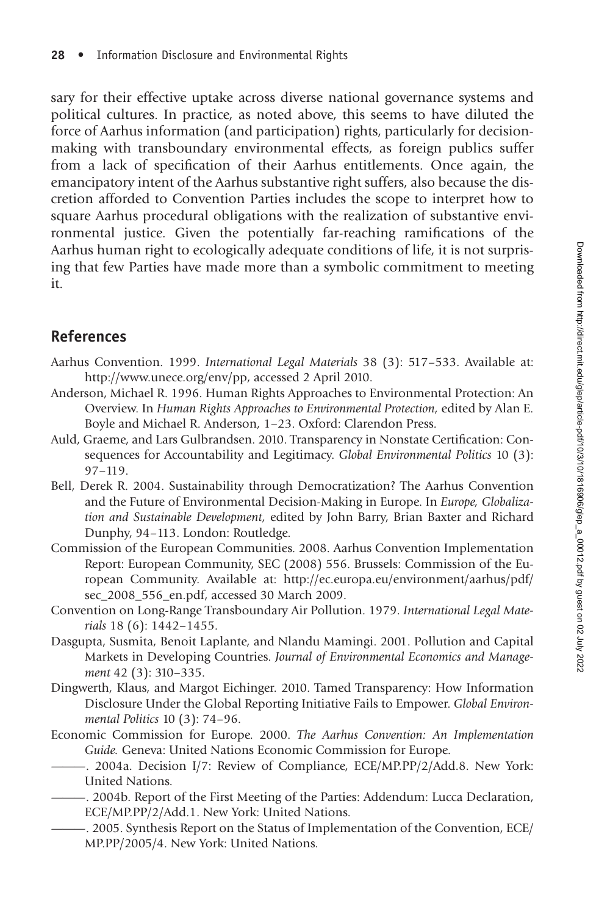sary for their effective uptake across diverse national governance systems and political cultures. In practice, as noted above, this seems to have diluted the force of Aarhus information (and participation) rights, particularly for decision-making with transboundary environmental effects, as foreign publics suffer from a lack of specification of their Aarhus entitlements. Once again, the emancipatory intent of the Aarhus substantive right suffers, also because the discretion afforded to Convention Parties includes the scope to interpret how to square Aarhus procedural obligations with the realization of substantive environmental justice. Given the potentially far-reaching ramifications of the Aarhus human right to ecologically adequate conditions of life, it is not surprising that few Parties have made more than a symbolic commitment to meeting it.

## References

Aarhus Convention. 1999. *International Legal Materials* 38 (3): 517–533. Available at: http://www.unece.org/env/pp, accessed 2 April 2010.

Anderson, Michael R. 1996. Human Rights Approaches to Environmental Protection: An Overview. In *Human Rights Approaches to Environmental Protection*, edited by Alan E. Boyle and Michael R. Anderson, 1–23. Oxford: Clarendon Press.

Auld, Graeme, and Lars Gulbrandsen. 2010. Transparency in Nonstate Certification: Consequences for Accountability and Legitimacy. *Global Environmental Politics* 10 (3): 97–119.

Bell, Derek R. 2004. Sustainability through Democratization? The Aarhus Convention and the Future of Environmental Decision-Making in Europe. In *Europe, Globalization and Sustainable Development*, edited by John Barry, Brian Baxter and Richard Dunphy, 94–113. London: Routledge.

Commission of the European Communities. 2008. Aarhus Convention Implementation Report: European Community, SEC (2008) 556. Brussels: Commission of the European Community. Available at: http://ec.europa.eu/environment/aarhus/pdf/sec_2008_556_en.pdf, accessed 30 March 2009.

Convention on Long-Range Transboundary Air Pollution. 1979. *International Legal Materials* 18 (6): 1442–1455.

Dasgupta, Susmita, Benoit Laplante, and Nlandu Mamingi. 2001. Pollution and Capital Markets in Developing Countries. *Journal of Environmental Economics and Management* 42 (3): 310–335.

Dingwerth, Klaus, and Margot Eichinger. 2010. Tamed Transparency: How Information Disclosure Under the Global Reporting Initiative Fails to Empower. *Global Environmental Politics* 10 (3): 74–96.

Economic Commission for Europe. 2000. *The Aarhus Convention: An Implementation Guide.* Geneva: United Nations Economic Commission for Europe.

———. 2004a. Decision I/7: Review of Compliance, ECE/MP.PP/2/Add.8. New York: United Nations.

———. 2004b. Report of the First Meeting of the Parties: Addendum: Lucca Declaration, ECE/MP.PP/2/Add.1. New York: United Nations.

———. 2005. Synthesis Report on the Status of Implementation of the Convention, ECE/MP.PP/2005/4. New York: United Nations.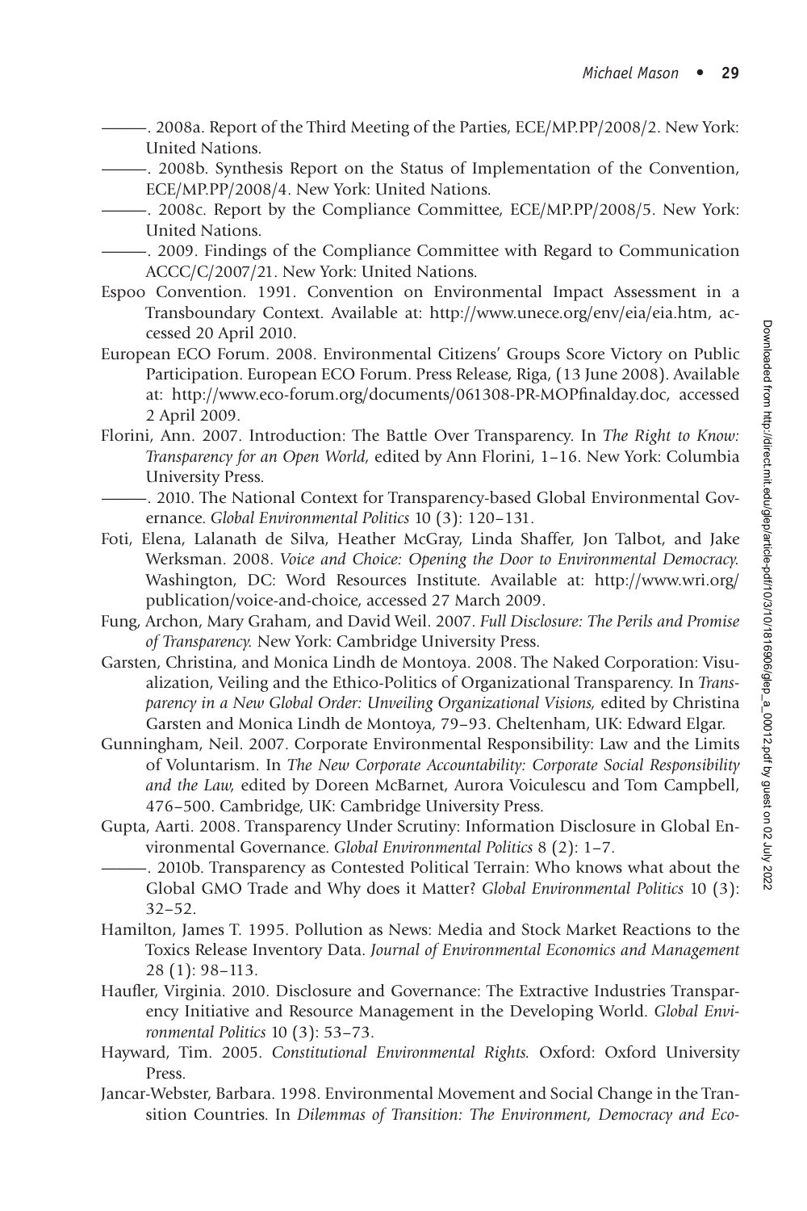———. 2008a. Report of the Third Meeting of the Parties, ECE/MP.PP/2008/2. New York: United Nations.

———. 2008b. Synthesis Report on the Status of Implementation of the Convention, ECE/MP.PP/2008/4. New York: United Nations.

———. 2008c. Report by the Compliance Committee, ECE/MP.PP/2008/5. New York: United Nations.

———. 2009. Findings of the Compliance Committee with Regard to Communication ACCC/C/2007/21. New York: United Nations.

Espoo Convention. 1991. Convention on Environmental Impact Assessment in a Transboundary Context. Available at: http://www.unece.org/env/eia/eia.htm, accessed 20 April 2010.

European ECO Forum. 2008. Environmental Citizens' Groups Score Victory on Public Participation. European ECO Forum. Press Release, Riga, (13 June 2008). Available at: http://www.eco-forum.org/documents/061308-PR-MOPfinalday.doc, accessed 2 April 2009.

Florini, Ann. 2007. Introduction: The Battle Over Transparency. In *The Right to Know: Transparency for an Open World,* edited by Ann Florini, 1–16. New York: Columbia University Press.

———. 2010. The National Context for Transparency-based Global Environmental Governance. *Global Environmental Politics* 10 (3): 120–131.

Foti, Elena, Lalanath de Silva, Heather McGray, Linda Shaffer, Jon Talbot, and Jake Werksman. 2008. *Voice and Choice: Opening the Door to Environmental Democracy.* Washington, DC: Word Resources Institute. Available at: http://www.wri.org/publication/voice-and-choice, accessed 27 March 2009.

Fung, Archon, Mary Graham, and David Weil. 2007. *Full Disclosure: The Perils and Promise of Transparency.* New York: Cambridge University Press.

Garsten, Christina, and Monica Lindh de Montoya. 2008. The Naked Corporation: Visualization, Veiling and the Ethico-Politics of Organizational Transparency. In *Transparency in a New Global Order: Unveiling Organizational Visions,* edited by Christina Garsten and Monica Lindh de Montoya, 79–93. Cheltenham, UK: Edward Elgar.

Gunningham, Neil. 2007. Corporate Environmental Responsibility: Law and the Limits of Voluntarism. In *The New Corporate Accountability: Corporate Social Responsibility and the Law,* edited by Doreen McBarnet, Aurora Voiculescu and Tom Campbell, 476–500. Cambridge, UK: Cambridge University Press.

Gupta, Aarti. 2008. Transparency Under Scrutiny: Information Disclosure in Global Environmental Governance. *Global Environmental Politics* 8 (2): 1–7.

———. 2010b. Transparency as Contested Political Terrain: Who knows what about the Global GMO Trade and Why does it Matter? *Global Environmental Politics* 10 (3): 32–52.

Hamilton, James T. 1995. Pollution as News: Media and Stock Market Reactions to the Toxics Release Inventory Data. *Journal of Environmental Economics and Management* 28 (1): 98–113.

Haufler, Virginia. 2010. Disclosure and Governance: The Extractive Industries Transparency Initiative and Resource Management in the Developing World. *Global Environmental Politics* 10 (3): 53–73.

Hayward, Tim. 2005. *Constitutional Environmental Rights.* Oxford: Oxford University Press.

Jancar-Webster, Barbara. 1998. Environmental Movement and Social Change in the Transition Countries. In *Dilemmas of Transition: The Environment, Democracy and Eco-*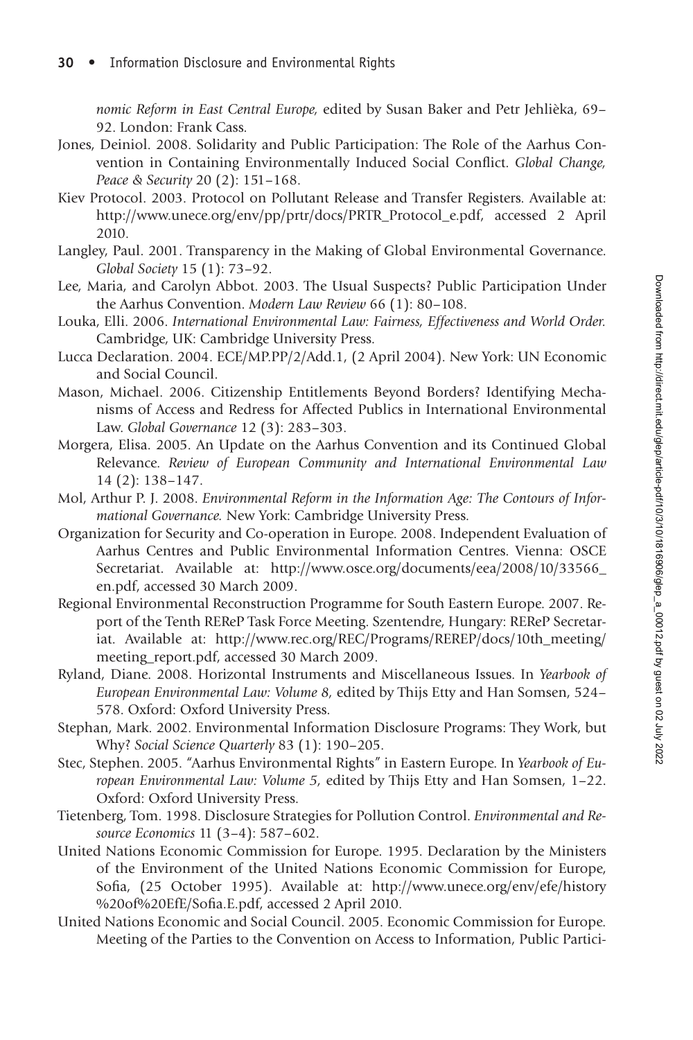*nomic Reform in East Central Europe,* edited by Susan Baker and Petr Jehlièka, 69–92. London: Frank Cass.

Jones, Deiniol. 2008. Solidarity and Public Participation: The Role of the Aarhus Convention in Containing Environmentally Induced Social Conflict. *Global Change, Peace & Security* 20 (2): 151–168.

Kiev Protocol. 2003. Protocol on Pollutant Release and Transfer Registers. Available at: http://www.unece.org/env/pp/prtr/docs/PRTR_Protocol_e.pdf, accessed 2 April 2010.

Langley, Paul. 2001. Transparency in the Making of Global Environmental Governance. *Global Society* 15 (1): 73–92.

Lee, Maria, and Carolyn Abbot. 2003. The Usual Suspects? Public Participation Under the Aarhus Convention. *Modern Law Review* 66 (1): 80–108.

Louka, Elli. 2006. *International Environmental Law: Fairness, Effectiveness and World Order.* Cambridge, UK: Cambridge University Press.

Lucca Declaration. 2004. ECE/MP.PP/2/Add.1, (2 April 2004). New York: UN Economic and Social Council.

Mason, Michael. 2006. Citizenship Entitlements Beyond Borders? Identifying Mechanisms of Access and Redress for Affected Publics in International Environmental Law. *Global Governance* 12 (3): 283–303.

Morgera, Elisa. 2005. An Update on the Aarhus Convention and its Continued Global Relevance. *Review of European Community and International Environmental Law* 14 (2): 138–147.

Mol, Arthur P. J. 2008. *Environmental Reform in the Information Age: The Contours of Informational Governance.* New York: Cambridge University Press.

Organization for Security and Co-operation in Europe. 2008. Independent Evaluation of Aarhus Centres and Public Environmental Information Centres. Vienna: OSCE Secretariat. Available at: http://www.osce.org/documents/eea/2008/10/33566_en.pdf, accessed 30 March 2009.

Regional Environmental Reconstruction Programme for South Eastern Europe. 2007. Report of the Tenth REReP Task Force Meeting. Szentendre, Hungary: REReP Secretariat. Available at: http://www.rec.org/REC/Programs/REREP/docs/10th_meeting/meeting_report.pdf, accessed 30 March 2009.

Ryland, Diane. 2008. Horizontal Instruments and Miscellaneous Issues. In *Yearbook of European Environmental Law: Volume 8,* edited by Thijs Etty and Han Somsen, 524–578. Oxford: Oxford University Press.

Stephan, Mark. 2002. Environmental Information Disclosure Programs: They Work, but Why? *Social Science Quarterly* 83 (1): 190–205.

Stec, Stephen. 2005. "Aarhus Environmental Rights" in Eastern Europe. In *Yearbook of European Environmental Law: Volume 5,* edited by Thijs Etty and Han Somsen, 1–22. Oxford: Oxford University Press.

Tietenberg, Tom. 1998. Disclosure Strategies for Pollution Control. *Environmental and Resource Economics* 11 (3–4): 587–602.

United Nations Economic Commission for Europe. 1995. Declaration by the Ministers of the Environment of the United Nations Economic Commission for Europe, Sofia, (25 October 1995). Available at: http://www.unece.org/env/efe/history%20of%20EfE/Sofia.E.pdf, accessed 2 April 2010.

United Nations Economic and Social Council. 2005. Economic Commission for Europe. Meeting of the Parties to the Convention on Access to Information, Public Partici-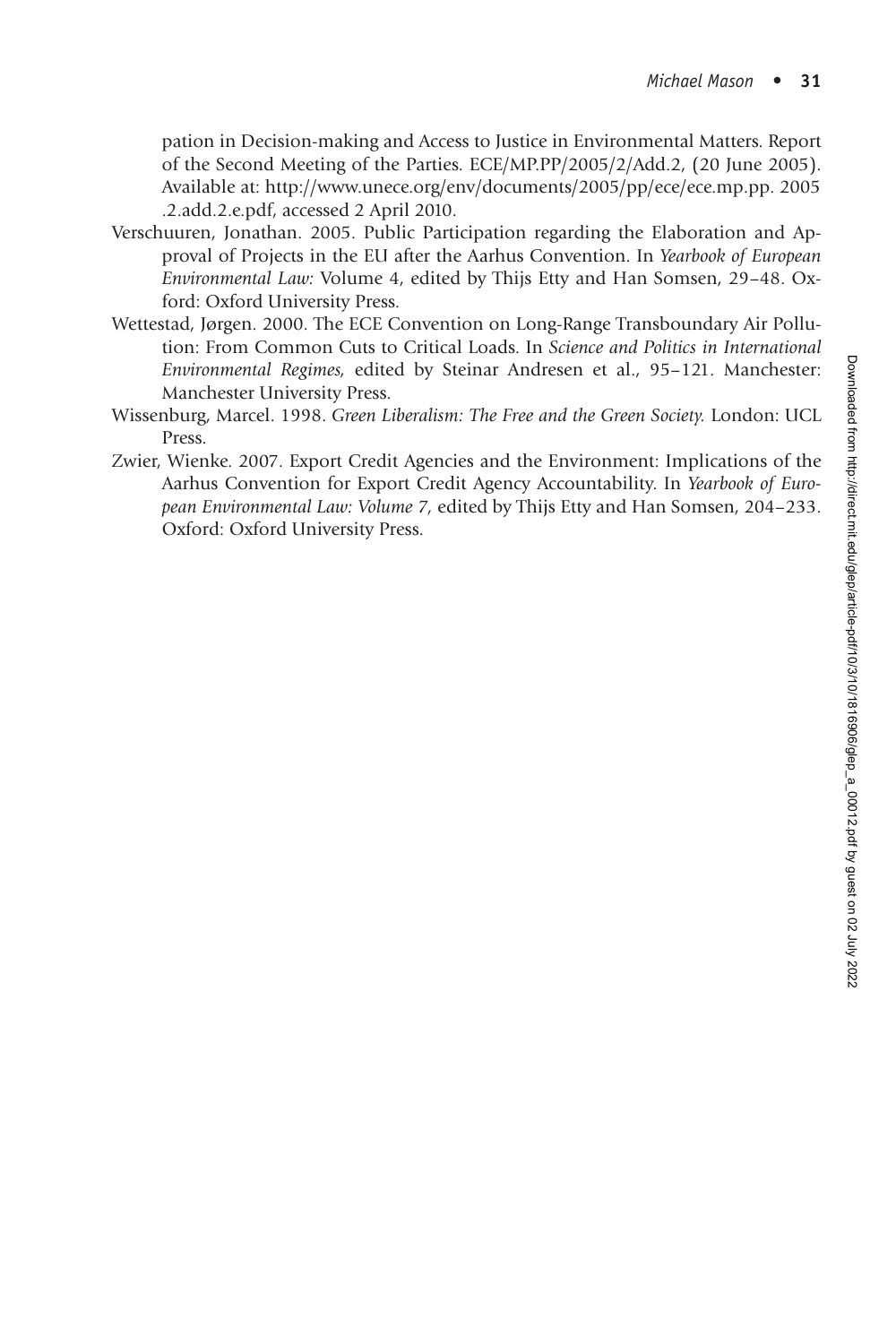pation in Decision-making and Access to Justice in Environmental Matters. Report of the Second Meeting of the Parties. ECE/MP.PP/2005/2/Add.2, (20 June 2005). Available at: http://www.unece.org/env/documents/2005/pp/ece/ece.mp.pp. 2005 .2.add.2.e.pdf, accessed 2 April 2010.

Verschuuren, Jonathan. 2005. Public Participation regarding the Elaboration and Approval of Projects in the EU after the Aarhus Convention. In *Yearbook of European Environmental Law:* Volume 4, edited by Thijs Etty and Han Somsen, 29–48. Oxford: Oxford University Press.

Wettestad, Jørgen. 2000. The ECE Convention on Long-Range Transboundary Air Pollution: From Common Cuts to Critical Loads. In *Science and Politics in International Environmental Regimes,* edited by Steinar Andresen et al., 95–121. Manchester: Manchester University Press.

Wissenburg, Marcel. 1998. *Green Liberalism: The Free and the Green Society.* London: UCL Press.

Zwier, Wienke. 2007. Export Credit Agencies and the Environment: Implications of the Aarhus Convention for Export Credit Agency Accountability. In *Yearbook of European Environmental Law: Volume 7,* edited by Thijs Etty and Han Somsen, 204–233. Oxford: Oxford University Press.